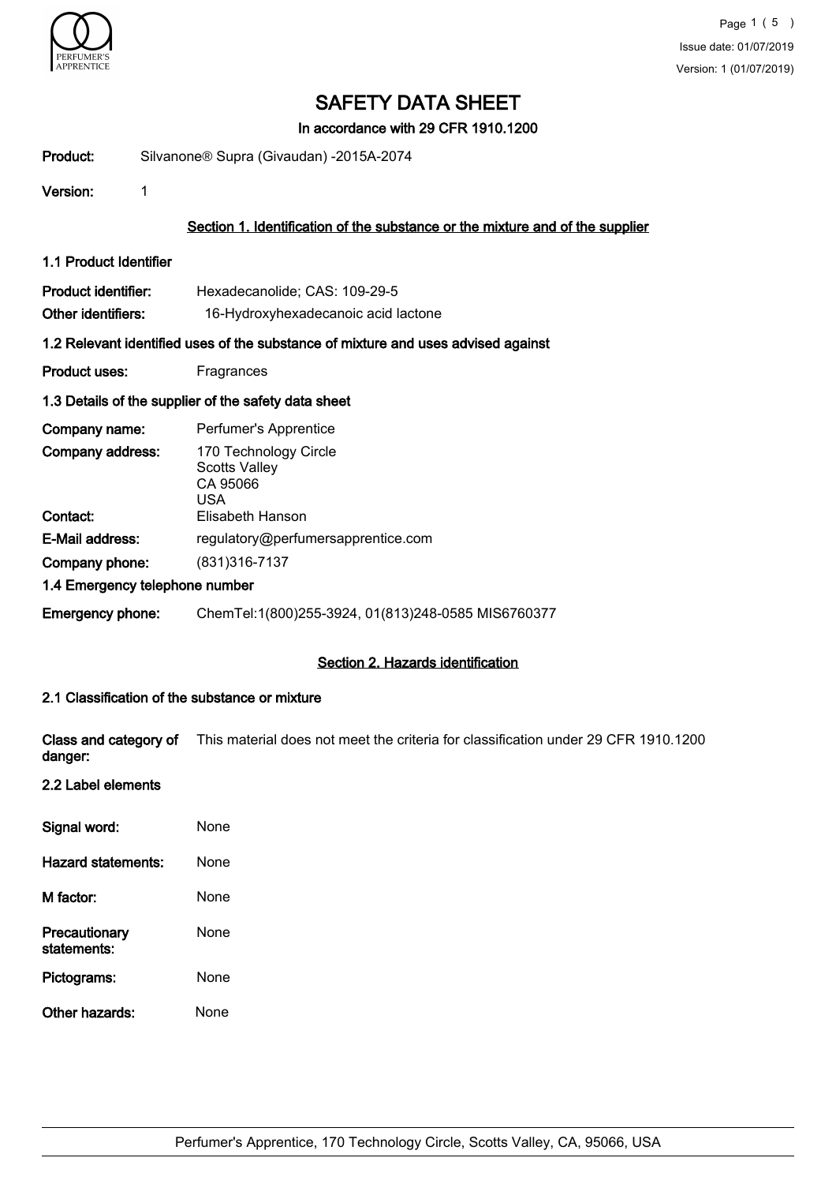# SAFETY DATA SHEET

**In accordance with 29 CFR 1910.1200**

**Product:** Silvanone® Supra (Givaudan) -2015A-2074

**Version:** 1

## Section 1. Identification of the substance or the mixture and of the supplier

### 1.1 Product Identifier

**Product identifier:** Hexadecanolide; CAS: 109-29-5

**Other identifiers:** 16-Hydroxyhexadecanoic acid lactone

### 1.2 Relevant identified uses of the substance of mixture and uses advised against

**Product uses:** Fragrances

### 1.3 Details of the supplier of the safety data sheet

**Company name:** Perfumer's Apprentice

**Company address:** 170 Technology Circle
Scotts Valley
CA 95066
USA

**Contact:** Elisabeth Hanson

**E-Mail address:** regulatory@perfumersapprentice.com

**Company phone:** (831)316-7137

### 1.4 Emergency telephone number

**Emergency phone:** ChemTel:1(800)255-3924, 01(813)248-0585 MIS6760377

## Section 2. Hazards identification

### 2.1 Classification of the substance or mixture

**Class and category of danger:** This material does not meet the criteria for classification under 29 CFR 1910.1200

### 2.2 Label elements

**Signal word:** None

**Hazard statements:** None

**M factor:** None

**Precautionary statements:** None

**Pictograms:** None

**Other hazards:** None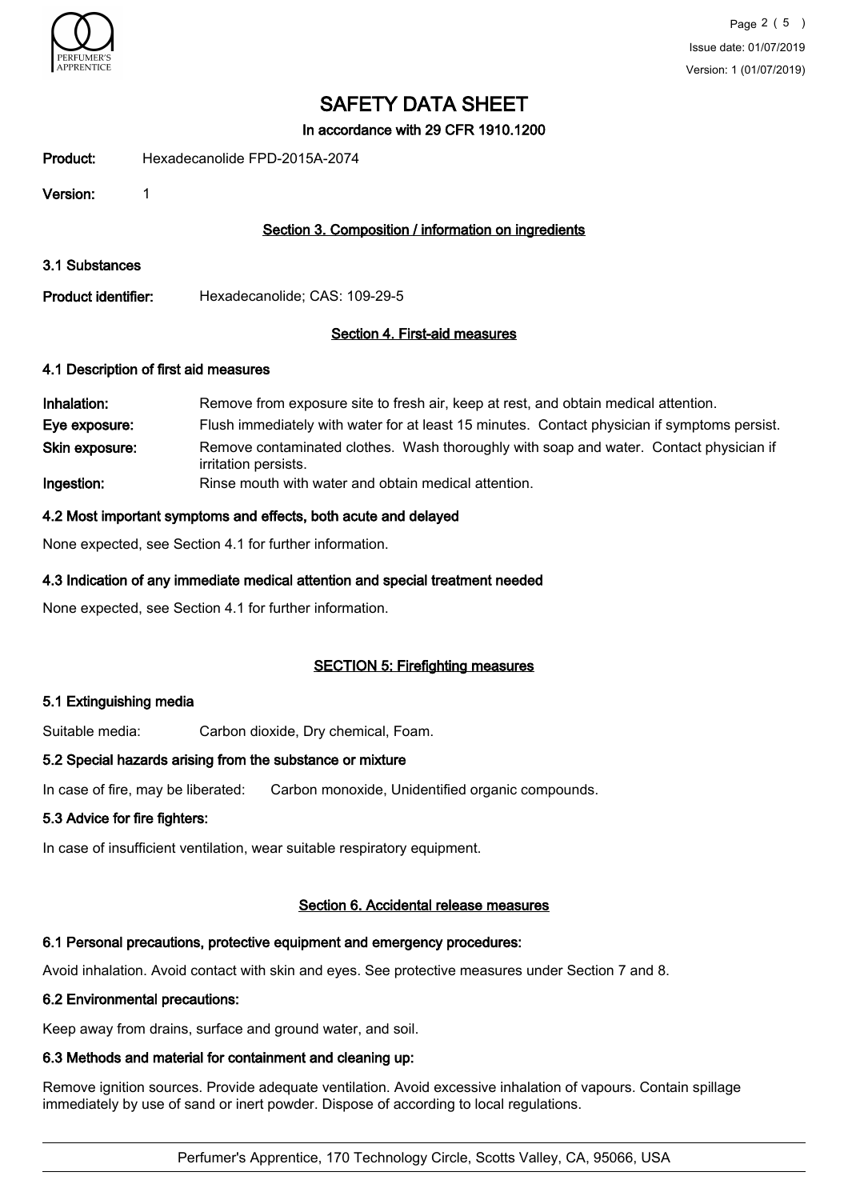# SAFETY DATA SHEET

In accordance with 29 CFR 1910.1200

**Product:** Hexadecanolide FPD-2015A-2074

**Version:** 1

## Section 3. Composition / information on ingredients

### 3.1 Substances

**Product identifier:** Hexadecanolide; CAS: 109-29-5

## Section 4. First-aid measures

### 4.1 Description of first aid measures

**Inhalation:** Remove from exposure site to fresh air, keep at rest, and obtain medical attention.

**Eye exposure:** Flush immediately with water for at least 15 minutes. Contact physician if symptoms persist.

**Skin exposure:** Remove contaminated clothes. Wash thoroughly with soap and water. Contact physician if irritation persists.

**Ingestion:** Rinse mouth with water and obtain medical attention.

### 4.2 Most important symptoms and effects, both acute and delayed

None expected, see Section 4.1 for further information.

### 4.3 Indication of any immediate medical attention and special treatment needed

None expected, see Section 4.1 for further information.

## SECTION 5: Firefighting measures

### 5.1 Extinguishing media

Suitable media: Carbon dioxide, Dry chemical, Foam.

### 5.2 Special hazards arising from the substance or mixture

In case of fire, may be liberated: Carbon monoxide, Unidentified organic compounds.

### 5.3 Advice for fire fighters:

In case of insufficient ventilation, wear suitable respiratory equipment.

## Section 6. Accidental release measures

### 6.1 Personal precautions, protective equipment and emergency procedures:

Avoid inhalation. Avoid contact with skin and eyes. See protective measures under Section 7 and 8.

### 6.2 Environmental precautions:

Keep away from drains, surface and ground water, and soil.

### 6.3 Methods and material for containment and cleaning up:

Remove ignition sources. Provide adequate ventilation. Avoid excessive inhalation of vapours. Contain spillage immediately by use of sand or inert powder. Dispose of according to local regulations.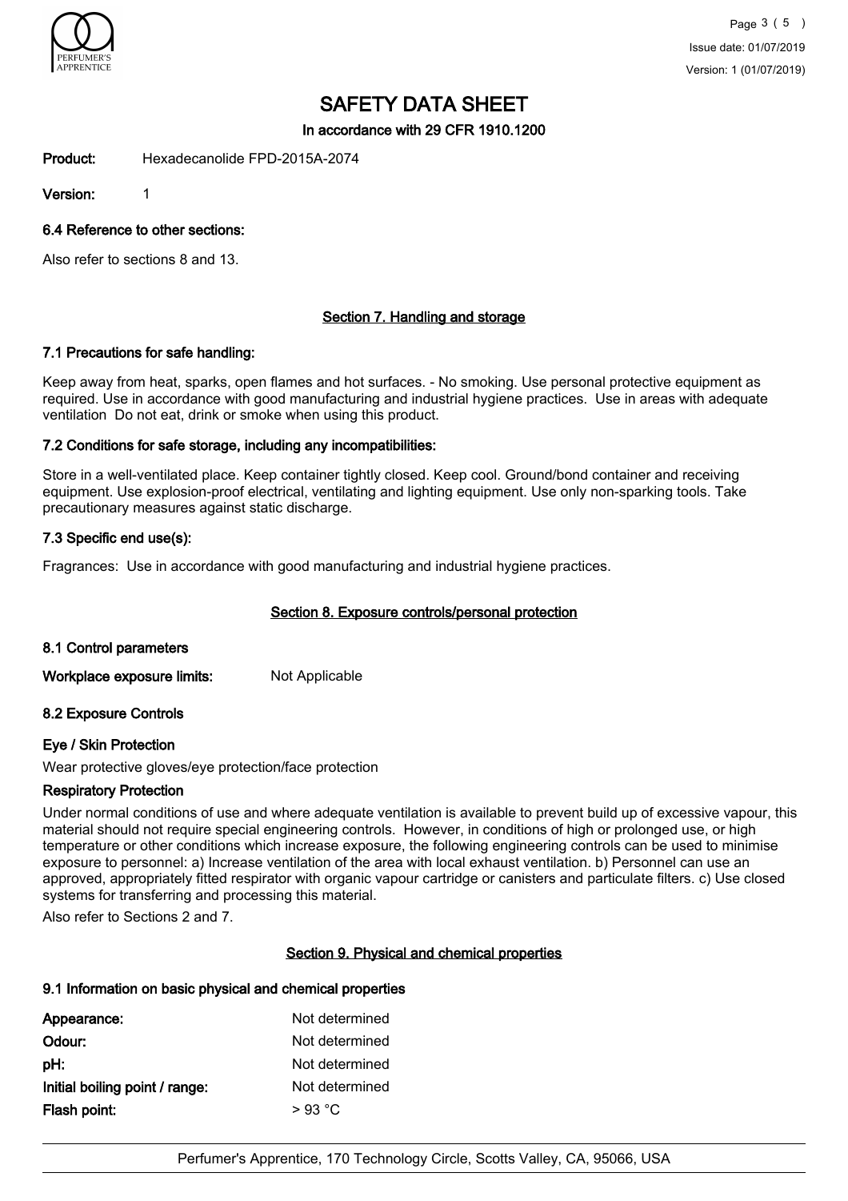# SAFETY DATA SHEET

In accordance with 29 CFR 1910.1200

**Product:** Hexadecanolide FPD-2015A-2074

**Version:** 1

### 6.4 Reference to other sections:

Also refer to sections 8 and 13.

## Section 7. Handling and storage

### 7.1 Precautions for safe handling:

Keep away from heat, sparks, open flames and hot surfaces. - No smoking. Use personal protective equipment as required. Use in accordance with good manufacturing and industrial hygiene practices. Use in areas with adequate ventilation Do not eat, drink or smoke when using this product.

### 7.2 Conditions for safe storage, including any incompatibilities:

Store in a well-ventilated place. Keep container tightly closed. Keep cool. Ground/bond container and receiving equipment. Use explosion-proof electrical, ventilating and lighting equipment. Use only non-sparking tools. Take precautionary measures against static discharge.

### 7.3 Specific end use(s):

Fragrances: Use in accordance with good manufacturing and industrial hygiene practices.

## Section 8. Exposure controls/personal protection

### 8.1 Control parameters

**Workplace exposure limits:** Not Applicable

### 8.2 Exposure Controls

**Eye / Skin Protection**

Wear protective gloves/eye protection/face protection

**Respiratory Protection**

Under normal conditions of use and where adequate ventilation is available to prevent build up of excessive vapour, this material should not require special engineering controls. However, in conditions of high or prolonged use, or high temperature or other conditions which increase exposure, the following engineering controls can be used to minimise exposure to personnel: a) Increase ventilation of the area with local exhaust ventilation. b) Personnel can use an approved, appropriately fitted respirator with organic vapour cartridge or canisters and particulate filters. c) Use closed systems for transferring and processing this material.

Also refer to Sections 2 and 7.

## Section 9. Physical and chemical properties

### 9.1 Information on basic physical and chemical properties

| | |
|---|---|
| **Appearance:** | Not determined |
| **Odour:** | Not determined |
| **pH:** | Not determined |
| **Initial boiling point / range:** | Not determined |
| **Flash point:** | > 93 °C |

Perfumer's Apprentice, 170 Technology Circle, Scotts Valley, CA, 95066, USA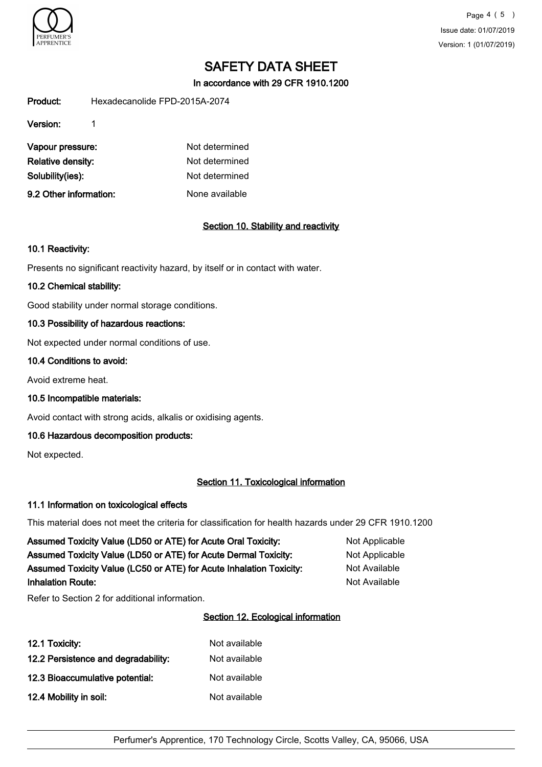# SAFETY DATA SHEET

In accordance with 29 CFR 1910.1200

**Product:** Hexadecanolide FPD-2015A-2074

**Version:** 1

**Vapour pressure:** Not determined

**Relative density:** Not determined

**Solubility(ies):** Not determined

**9.2 Other information:** None available

## Section 10. Stability and reactivity

### 10.1 Reactivity:

Presents no significant reactivity hazard, by itself or in contact with water.

### 10.2 Chemical stability:

Good stability under normal storage conditions.

### 10.3 Possibility of hazardous reactions:

Not expected under normal conditions of use.

### 10.4 Conditions to avoid:

Avoid extreme heat.

### 10.5 Incompatible materials:

Avoid contact with strong acids, alkalis or oxidising agents.

### 10.6 Hazardous decomposition products:

Not expected.

## Section 11. Toxicological information

### 11.1 Information on toxicological effects

This material does not meet the criteria for classification for health hazards under 29 CFR 1910.1200

**Assumed Toxicity Value (LD50 or ATE) for Acute Oral Toxicity:** Not Applicable

**Assumed Toxicity Value (LD50 or ATE) for Acute Dermal Toxicity:** Not Applicable

**Assumed Toxicity Value (LC50 or ATE) for Acute Inhalation Toxicity:** Not Available

**Inhalation Route:** Not Available

Refer to Section 2 for additional information.

## Section 12. Ecological information

**12.1 Toxicity:** Not available

**12.2 Persistence and degradability:** Not available

**12.3 Bioaccumulative potential:** Not available

**12.4 Mobility in soil:** Not available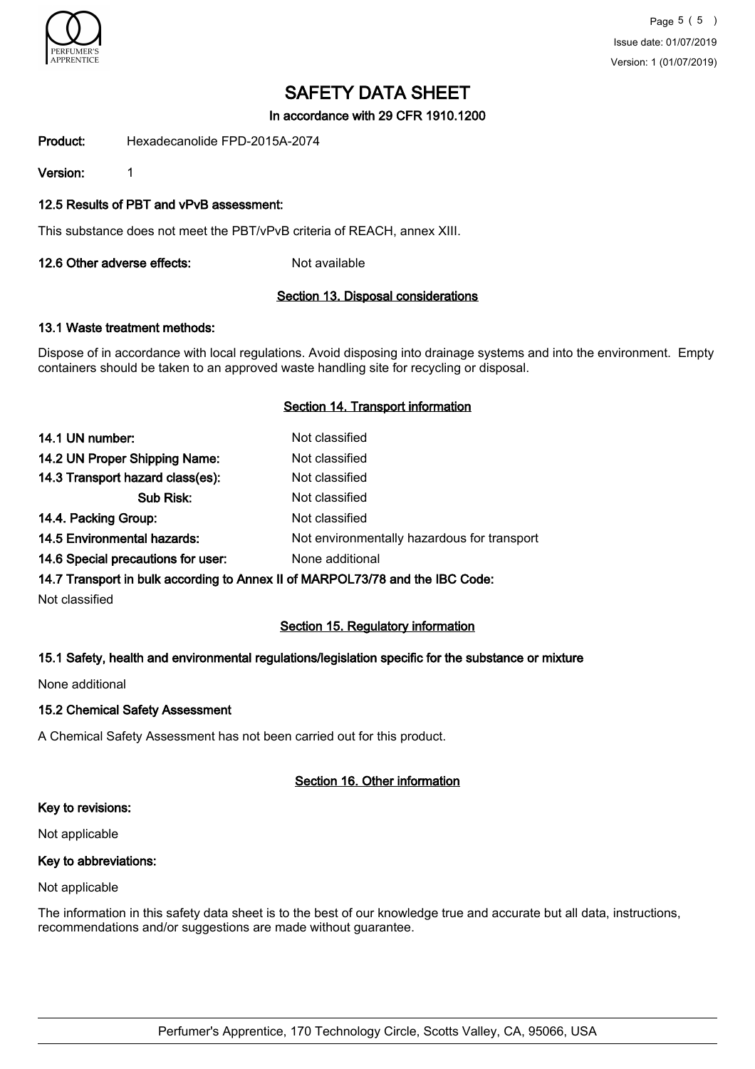# SAFETY DATA SHEET

In accordance with 29 CFR 1910.1200

**Product:** Hexadecanolide FPD-2015A-2074

**Version:** 1

### 12.5 Results of PBT and vPvB assessment:

This substance does not meet the PBT/vPvB criteria of REACH, annex XIII.

**12.6 Other adverse effects:** Not available

## Section 13. Disposal considerations

### 13.1 Waste treatment methods:

Dispose of in accordance with local regulations. Avoid disposing into drainage systems and into the environment. Empty containers should be taken to an approved waste handling site for recycling or disposal.

## Section 14. Transport information

| | |
|---|---|
| **14.1 UN number:** | Not classified |
| **14.2 UN Proper Shipping Name:** | Not classified |
| **14.3 Transport hazard class(es):** | Not classified |
| **Sub Risk:** | Not classified |
| **14.4. Packing Group:** | Not classified |
| **14.5 Environmental hazards:** | Not environmentally hazardous for transport |
| **14.6 Special precautions for user:** | None additional |

**14.7 Transport in bulk according to Annex II of MARPOL73/78 and the IBC Code:**

Not classified

## Section 15. Regulatory information

### 15.1 Safety, health and environmental regulations/legislation specific for the substance or mixture

None additional

### 15.2 Chemical Safety Assessment

A Chemical Safety Assessment has not been carried out for this product.

## Section 16. Other information

### Key to revisions:

Not applicable

### Key to abbreviations:

Not applicable

The information in this safety data sheet is to the best of our knowledge true and accurate but all data, instructions, recommendations and/or suggestions are made without guarantee.